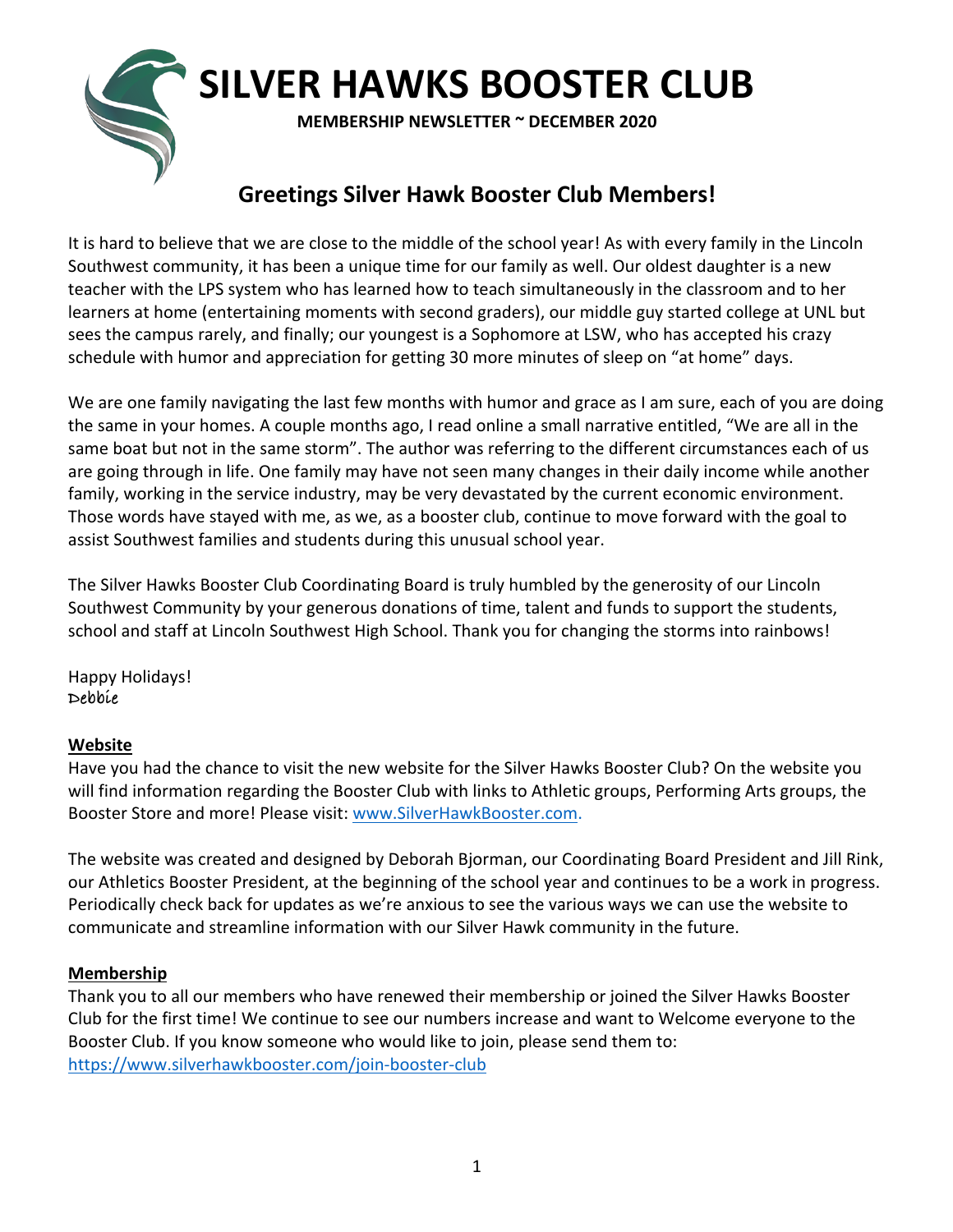# SILVER HAWKS BOOSTER CLUB

**MEMBERSHIP NEWSLETTER ~ DECEMBER 2020**

## Greetings Silver Hawk Booster Club Members!

It is hard to believe that we are close to the middle of the school year! As with every family in the Lincoln Southwest community, it has been a unique time for our family as well. Our oldest daughter is a new teacher with the LPS system who has learned how to teach simultaneously in the classroom and to her learners at home (entertaining moments with second graders), our middle guy started college at UNL but sees the campus rarely, and finally; our youngest is a Sophomore at LSW, who has accepted his crazy schedule with humor and appreciation for getting 30 more minutes of sleep on "at home" days.

We are one family navigating the last few months with humor and grace as I am sure, each of you are doing the same in your homes. A couple months ago, I read online a small narrative entitled, "We are all in the same boat but not in the same storm". The author was referring to the different circumstances each of us are going through in life. One family may have not seen many changes in their daily income while another family, working in the service industry, may be very devastated by the current economic environment. Those words have stayed with me, as we, as a booster club, continue to move forward with the goal to assist Southwest families and students during this unusual school year.

The Silver Hawks Booster Club Coordinating Board is truly humbled by the generosity of our Lincoln Southwest Community by your generous donations of time, talent and funds to support the students, school and staff at Lincoln Southwest High School. Thank you for changing the storms into rainbows!

Happy Holidays!
Debbie

**Website**

Have you had the chance to visit the new website for the Silver Hawks Booster Club? On the website you will find information regarding the Booster Club with links to Athletic groups, Performing Arts groups, the Booster Store and more! Please visit: [www.SilverHawkBooster.com](http://www.SilverHawkBooster.com).

The website was created and designed by Deborah Bjorman, our Coordinating Board President and Jill Rink, our Athletics Booster President, at the beginning of the school year and continues to be a work in progress. Periodically check back for updates as we're anxious to see the various ways we can use the website to communicate and streamline information with our Silver Hawk community in the future.

**Membership**

Thank you to all our members who have renewed their membership or joined the Silver Hawks Booster Club for the first time! We continue to see our numbers increase and want to Welcome everyone to the Booster Club. If you know someone who would like to join, please send them to: [https://www.silverhawkbooster.com/join-booster-club](https://www.silverhawkbooster.com/join-booster-club)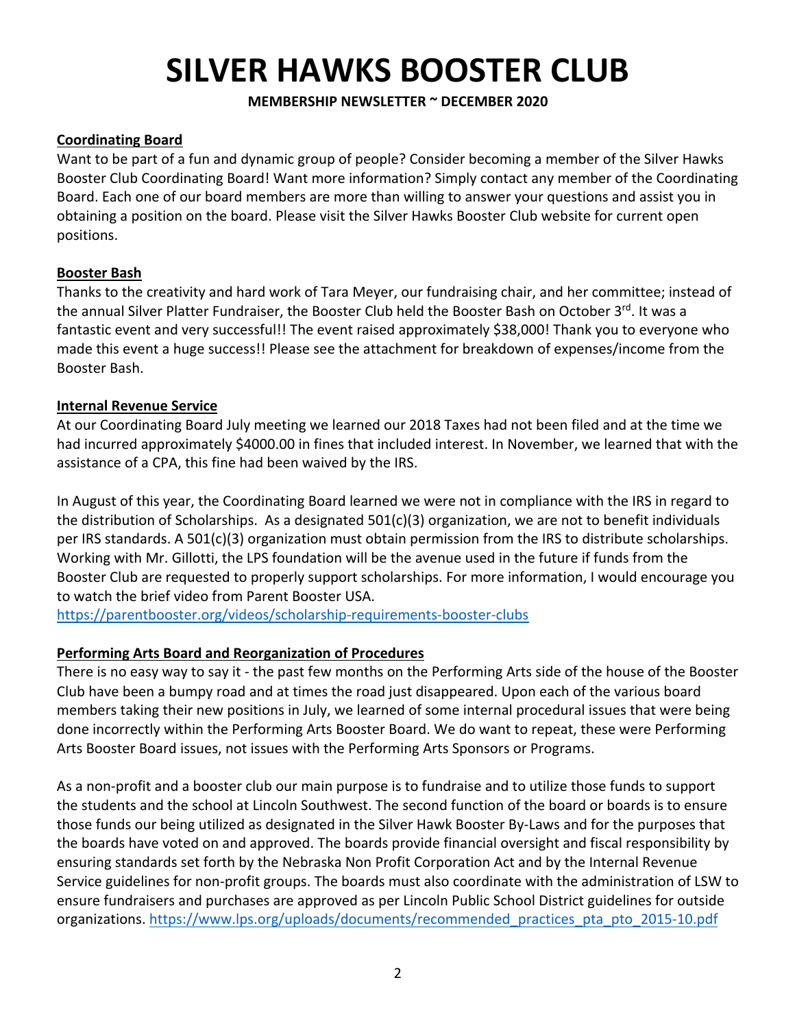# SILVER HAWKS BOOSTER CLUB

**MEMBERSHIP NEWSLETTER ~ DECEMBER 2020**

**Coordinating Board**

Want to be part of a fun and dynamic group of people? Consider becoming a member of the Silver Hawks Booster Club Coordinating Board! Want more information? Simply contact any member of the Coordinating Board. Each one of our board members are more than willing to answer your questions and assist you in obtaining a position on the board. Please visit the Silver Hawks Booster Club website for current open positions.

**Booster Bash**

Thanks to the creativity and hard work of Tara Meyer, our fundraising chair, and her committee; instead of the annual Silver Platter Fundraiser, the Booster Club held the Booster Bash on October 3rd. It was a fantastic event and very successful!! The event raised approximately $38,000! Thank you to everyone who made this event a huge success!! Please see the attachment for breakdown of expenses/income from the Booster Bash.

**Internal Revenue Service**

At our Coordinating Board July meeting we learned our 2018 Taxes had not been filed and at the time we had incurred approximately $4000.00 in fines that included interest. In November, we learned that with the assistance of a CPA, this fine had been waived by the IRS.

In August of this year, the Coordinating Board learned we were not in compliance with the IRS in regard to the distribution of Scholarships. As a designated 501(c)(3) organization, we are not to benefit individuals per IRS standards. A 501(c)(3) organization must obtain permission from the IRS to distribute scholarships. Working with Mr. Gillotti, the LPS foundation will be the avenue used in the future if funds from the Booster Club are requested to properly support scholarships. For more information, I would encourage you to watch the brief video from Parent Booster USA.
https://parentbooster.org/videos/scholarship-requirements-booster-clubs

**Performing Arts Board and Reorganization of Procedures**

There is no easy way to say it - the past few months on the Performing Arts side of the house of the Booster Club have been a bumpy road and at times the road just disappeared. Upon each of the various board members taking their new positions in July, we learned of some internal procedural issues that were being done incorrectly within the Performing Arts Booster Board. We do want to repeat, these were Performing Arts Booster Board issues, not issues with the Performing Arts Sponsors or Programs.

As a non-profit and a booster club our main purpose is to fundraise and to utilize those funds to support the students and the school at Lincoln Southwest. The second function of the board or boards is to ensure those funds our being utilized as designated in the Silver Hawk Booster By-Laws and for the purposes that the boards have voted on and approved. The boards provide financial oversight and fiscal responsibility by ensuring standards set forth by the Nebraska Non Profit Corporation Act and by the Internal Revenue Service guidelines for non-profit groups. The boards must also coordinate with the administration of LSW to ensure fundraisers and purchases are approved as per Lincoln Public School District guidelines for outside organizations. https://www.lps.org/uploads/documents/recommended_practices_pta_pto_2015-10.pdf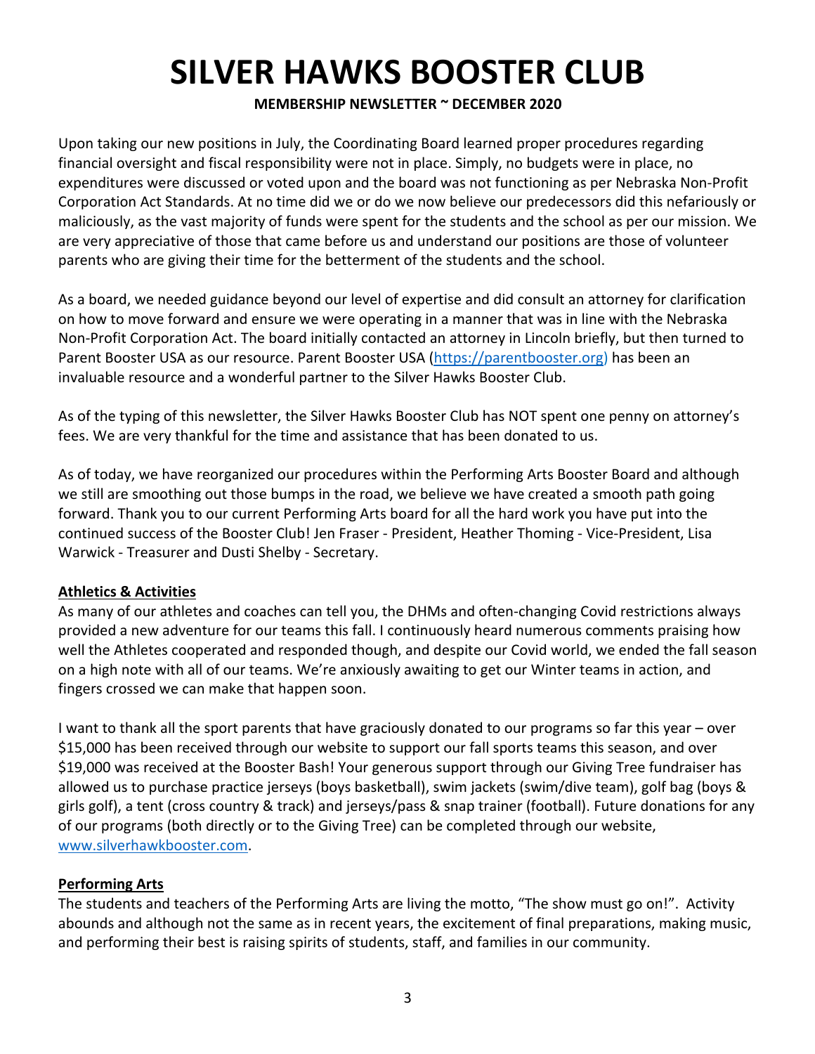# SILVER HAWKS BOOSTER CLUB

**MEMBERSHIP NEWSLETTER ~ DECEMBER 2020**

Upon taking our new positions in July, the Coordinating Board learned proper procedures regarding financial oversight and fiscal responsibility were not in place. Simply, no budgets were in place, no expenditures were discussed or voted upon and the board was not functioning as per Nebraska Non-Profit Corporation Act Standards. At no time did we or do we now believe our predecessors did this nefariously or maliciously, as the vast majority of funds were spent for the students and the school as per our mission. We are very appreciative of those that came before us and understand our positions are those of volunteer parents who are giving their time for the betterment of the students and the school.

As a board, we needed guidance beyond our level of expertise and did consult an attorney for clarification on how to move forward and ensure we were operating in a manner that was in line with the Nebraska Non-Profit Corporation Act. The board initially contacted an attorney in Lincoln briefly, but then turned to Parent Booster USA as our resource. Parent Booster USA (https://parentbooster.org) has been an invaluable resource and a wonderful partner to the Silver Hawks Booster Club.

As of the typing of this newsletter, the Silver Hawks Booster Club has NOT spent one penny on attorney's fees. We are very thankful for the time and assistance that has been donated to us.

As of today, we have reorganized our procedures within the Performing Arts Booster Board and although we still are smoothing out those bumps in the road, we believe we have created a smooth path going forward. Thank you to our current Performing Arts board for all the hard work you have put into the continued success of the Booster Club! Jen Fraser - President, Heather Thoming - Vice-President, Lisa Warwick - Treasurer and Dusti Shelby - Secretary.

**Athletics & Activities**

As many of our athletes and coaches can tell you, the DHMs and often-changing Covid restrictions always provided a new adventure for our teams this fall. I continuously heard numerous comments praising how well the Athletes cooperated and responded though, and despite our Covid world, we ended the fall season on a high note with all of our teams. We're anxiously awaiting to get our Winter teams in action, and fingers crossed we can make that happen soon.

I want to thank all the sport parents that have graciously donated to our programs so far this year – over $15,000 has been received through our website to support our fall sports teams this season, and over $19,000 was received at the Booster Bash! Your generous support through our Giving Tree fundraiser has allowed us to purchase practice jerseys (boys basketball), swim jackets (swim/dive team), golf bag (boys & girls golf), a tent (cross country & track) and jerseys/pass & snap trainer (football). Future donations for any of our programs (both directly or to the Giving Tree) can be completed through our website, www.silverhawkbooster.com.

**Performing Arts**

The students and teachers of the Performing Arts are living the motto, "The show must go on!". Activity abounds and although not the same as in recent years, the excitement of final preparations, making music, and performing their best is raising spirits of students, staff, and families in our community.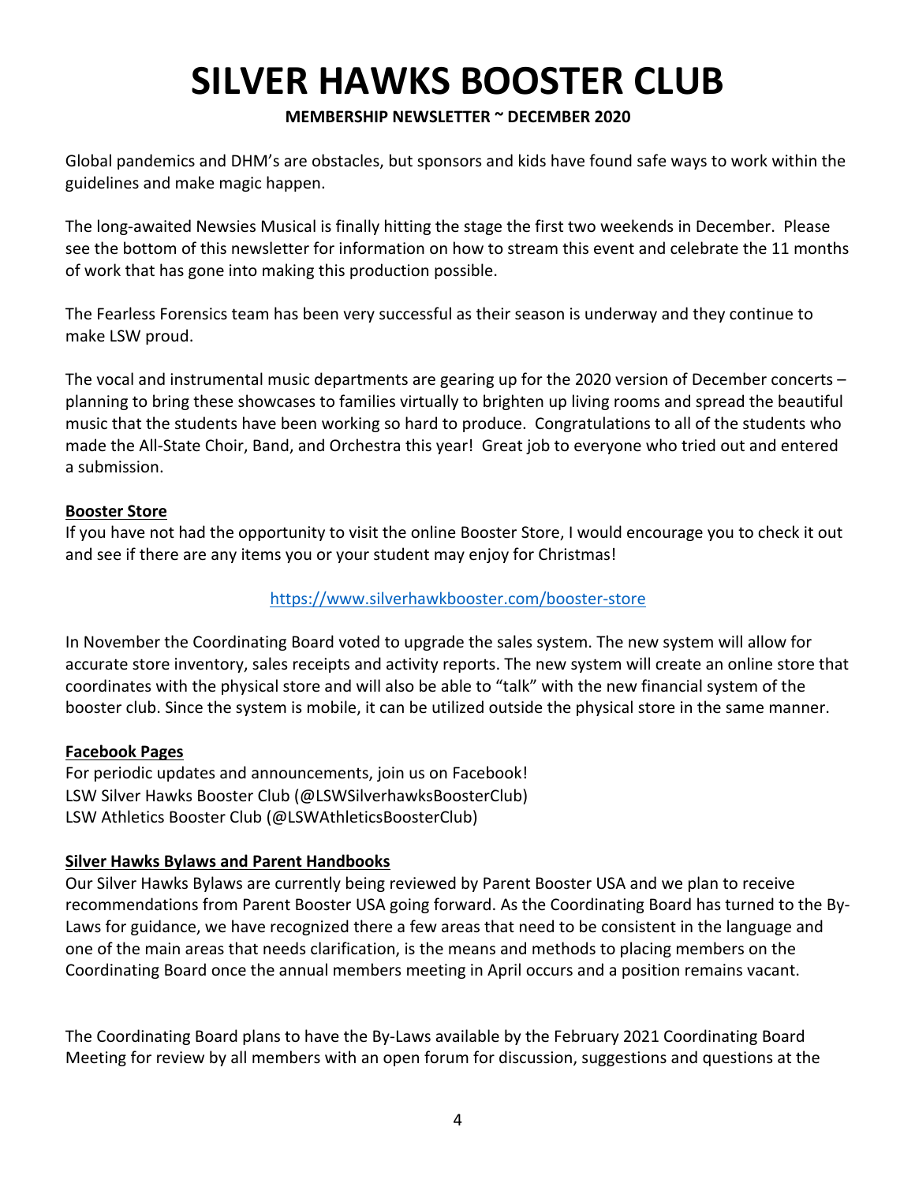# SILVER HAWKS BOOSTER CLUB

**MEMBERSHIP NEWSLETTER ~ DECEMBER 2020**

Global pandemics and DHM's are obstacles, but sponsors and kids have found safe ways to work within the guidelines and make magic happen.

The long-awaited Newsies Musical is finally hitting the stage the first two weekends in December. Please see the bottom of this newsletter for information on how to stream this event and celebrate the 11 months of work that has gone into making this production possible.

The Fearless Forensics team has been very successful as their season is underway and they continue to make LSW proud.

The vocal and instrumental music departments are gearing up for the 2020 version of December concerts – planning to bring these showcases to families virtually to brighten up living rooms and spread the beautiful music that the students have been working so hard to produce. Congratulations to all of the students who made the All-State Choir, Band, and Orchestra this year! Great job to everyone who tried out and entered a submission.

## Booster Store

If you have not had the opportunity to visit the online Booster Store, I would encourage you to check it out and see if there are any items you or your student may enjoy for Christmas!

https://www.silverhawkbooster.com/booster-store

In November the Coordinating Board voted to upgrade the sales system. The new system will allow for accurate store inventory, sales receipts and activity reports. The new system will create an online store that coordinates with the physical store and will also be able to "talk" with the new financial system of the booster club. Since the system is mobile, it can be utilized outside the physical store in the same manner.

## Facebook Pages

For periodic updates and announcements, join us on Facebook!
LSW Silver Hawks Booster Club (@LSWSilverhawksBoosterClub)
LSW Athletics Booster Club (@LSWAthleticsBoosterClub)

## Silver Hawks Bylaws and Parent Handbooks

Our Silver Hawks Bylaws are currently being reviewed by Parent Booster USA and we plan to receive recommendations from Parent Booster USA going forward. As the Coordinating Board has turned to the By-Laws for guidance, we have recognized there a few areas that need to be consistent in the language and one of the main areas that needs clarification, is the means and methods to placing members on the Coordinating Board once the annual members meeting in April occurs and a position remains vacant.

The Coordinating Board plans to have the By-Laws available by the February 2021 Coordinating Board Meeting for review by all members with an open forum for discussion, suggestions and questions at the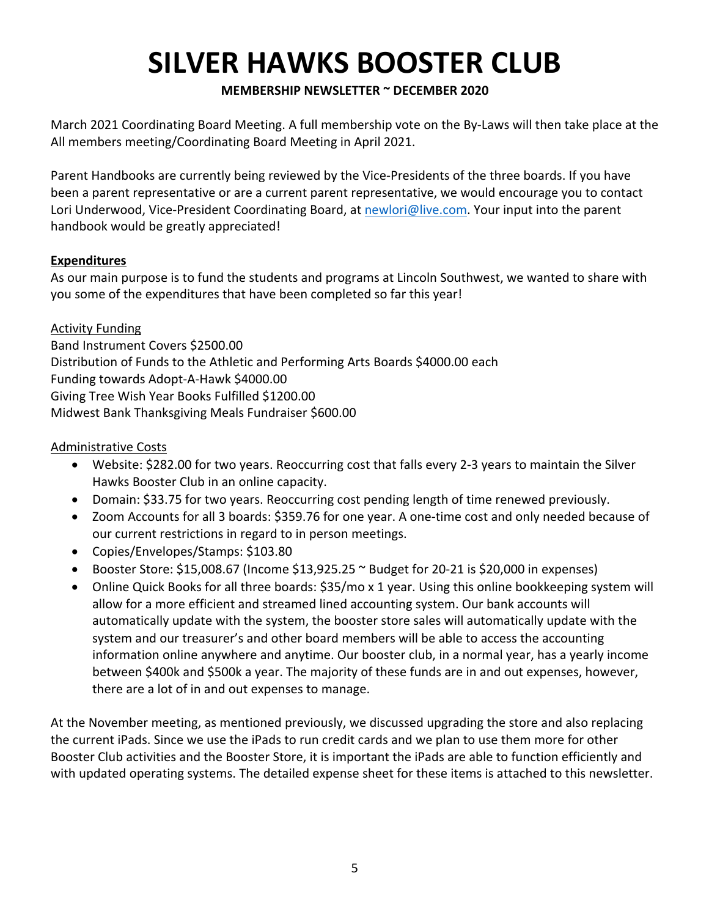March 2021 Coordinating Board Meeting. A full membership vote on the By-Laws will then take place at the All members meeting/Coordinating Board Meeting in April 2021.

Parent Handbooks are currently being reviewed by the Vice-Presidents of the three boards. If you have been a parent representative or are a current parent representative, we would encourage you to contact Lori Underwood, Vice-President Coordinating Board, at newlori@live.com. Your input into the parent handbook would be greatly appreciated!

**Expenditures**

As our main purpose is to fund the students and programs at Lincoln Southwest, we wanted to share with you some of the expenditures that have been completed so far this year!

Activity Funding

Band Instrument Covers $2500.00
Distribution of Funds to the Athletic and Performing Arts Boards $4000.00 each
Funding towards Adopt-A-Hawk $4000.00
Giving Tree Wish Year Books Fulfilled $1200.00
Midwest Bank Thanksgiving Meals Fundraiser $600.00

Administrative Costs

- Website: $282.00 for two years. Reoccurring cost that falls every 2-3 years to maintain the Silver Hawks Booster Club in an online capacity.
- Domain: $33.75 for two years. Reoccurring cost pending length of time renewed previously.
- Zoom Accounts for all 3 boards: $359.76 for one year. A one-time cost and only needed because of our current restrictions in regard to in person meetings.
- Copies/Envelopes/Stamps: $103.80
- Booster Store: $15,008.67 (Income $13,925.25 ~ Budget for 20-21 is $20,000 in expenses)
- Online Quick Books for all three boards: $35/mo x 1 year. Using this online bookkeeping system will allow for a more efficient and streamed lined accounting system. Our bank accounts will automatically update with the system, the booster store sales will automatically update with the system and our treasurer's and other board members will be able to access the accounting information online anywhere and anytime. Our booster club, in a normal year, has a yearly income between $400k and $500k a year. The majority of these funds are in and out expenses, however, there are a lot of in and out expenses to manage.

At the November meeting, as mentioned previously, we discussed upgrading the store and also replacing the current iPads. Since we use the iPads to run credit cards and we plan to use them more for other Booster Club activities and the Booster Store, it is important the iPads are able to function efficiently and with updated operating systems. The detailed expense sheet for these items is attached to this newsletter.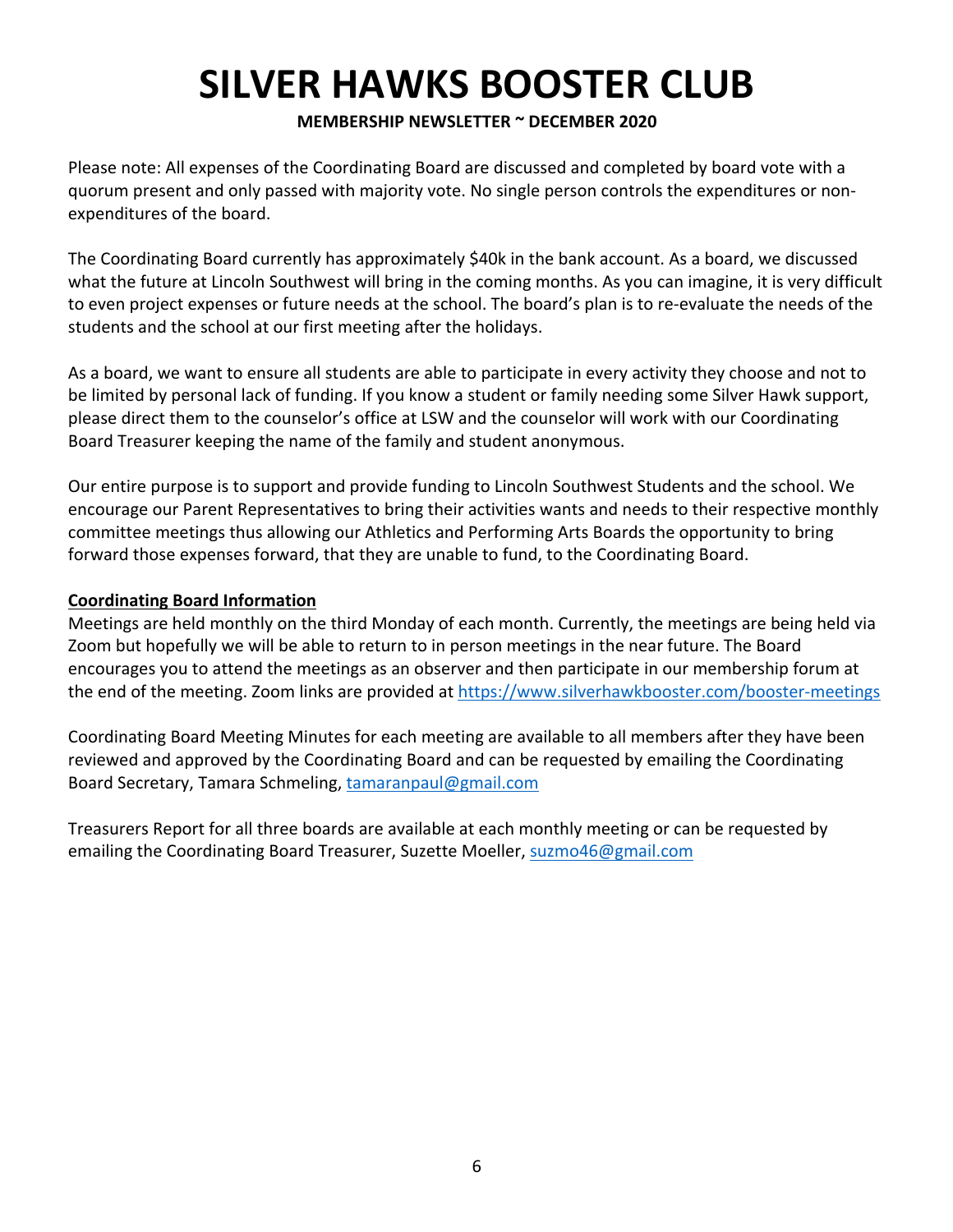# SILVER HAWKS BOOSTER CLUB

**MEMBERSHIP NEWSLETTER ~ DECEMBER 2020**

Please note: All expenses of the Coordinating Board are discussed and completed by board vote with a quorum present and only passed with majority vote. No single person controls the expenditures or non-expenditures of the board.

The Coordinating Board currently has approximately $40k in the bank account. As a board, we discussed what the future at Lincoln Southwest will bring in the coming months. As you can imagine, it is very difficult to even project expenses or future needs at the school. The board's plan is to re-evaluate the needs of the students and the school at our first meeting after the holidays.

As a board, we want to ensure all students are able to participate in every activity they choose and not to be limited by personal lack of funding. If you know a student or family needing some Silver Hawk support, please direct them to the counselor's office at LSW and the counselor will work with our Coordinating Board Treasurer keeping the name of the family and student anonymous.

Our entire purpose is to support and provide funding to Lincoln Southwest Students and the school. We encourage our Parent Representatives to bring their activities wants and needs to their respective monthly committee meetings thus allowing our Athletics and Performing Arts Boards the opportunity to bring forward those expenses forward, that they are unable to fund, to the Coordinating Board.

**Coordinating Board Information**

Meetings are held monthly on the third Monday of each month. Currently, the meetings are being held via Zoom but hopefully we will be able to return to in person meetings in the near future. The Board encourages you to attend the meetings as an observer and then participate in our membership forum at the end of the meeting. Zoom links are provided at https://www.silverhawkbooster.com/booster-meetings

Coordinating Board Meeting Minutes for each meeting are available to all members after they have been reviewed and approved by the Coordinating Board and can be requested by emailing the Coordinating Board Secretary, Tamara Schmeling, tamaranpaul@gmail.com

Treasurers Report for all three boards are available at each monthly meeting or can be requested by emailing the Coordinating Board Treasurer, Suzette Moeller, suzmo46@gmail.com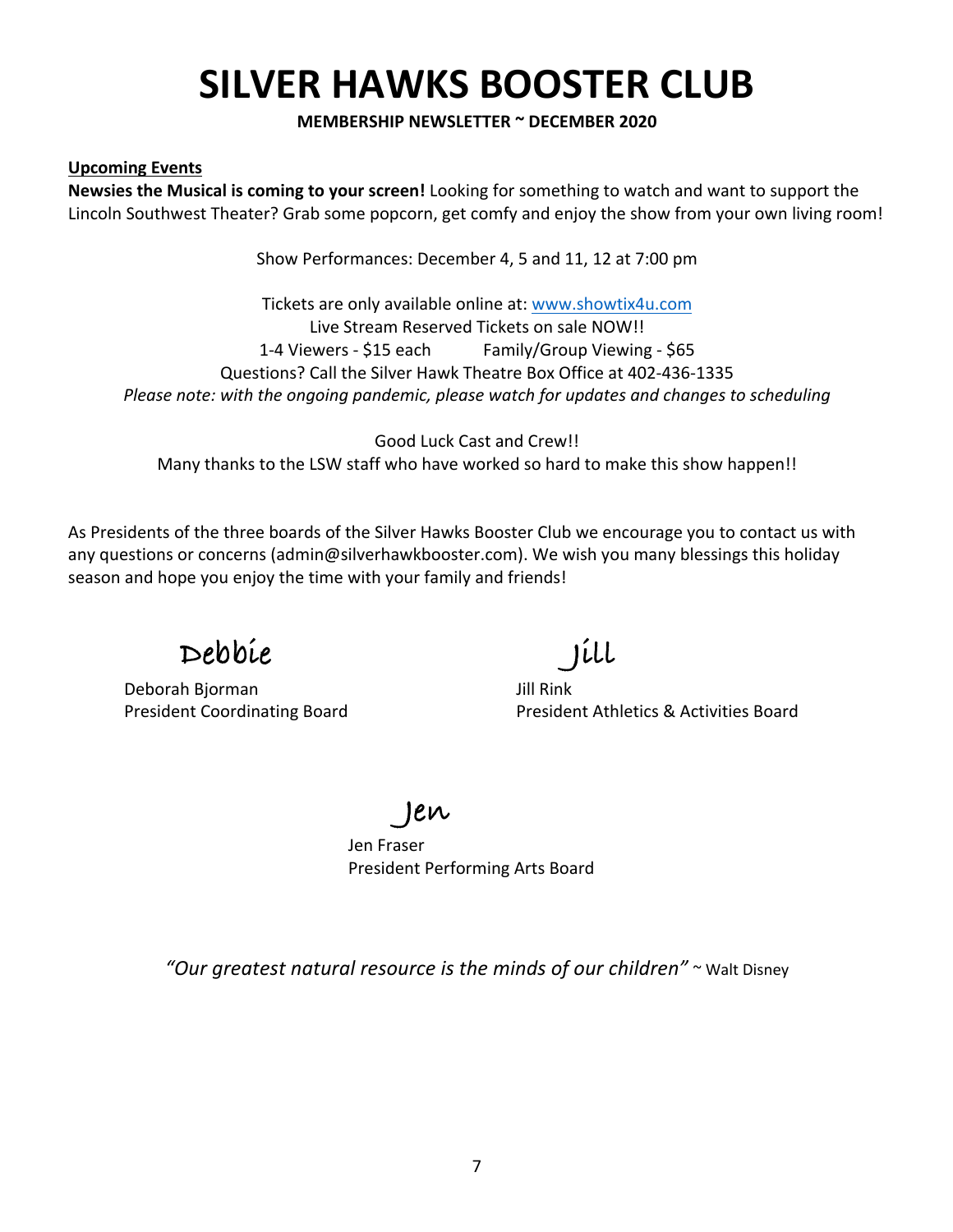# SILVER HAWKS BOOSTER CLUB

**MEMBERSHIP NEWSLETTER ~ DECEMBER 2020**

**Upcoming Events**

**Newsies the Musical is coming to your screen!** Looking for something to watch and want to support the Lincoln Southwest Theater? Grab some popcorn, get comfy and enjoy the show from your own living room!

Show Performances: December 4, 5 and 11, 12 at 7:00 pm

Tickets are only available online at: www.showtix4u.com
Live Stream Reserved Tickets on sale NOW!!
1-4 Viewers - $15 each Family/Group Viewing - $65
Questions? Call the Silver Hawk Theatre Box Office at 402-436-1335
*Please note: with the ongoing pandemic, please watch for updates and changes to scheduling*

Good Luck Cast and Crew!!
Many thanks to the LSW staff who have worked so hard to make this show happen!!

As Presidents of the three boards of the Silver Hawks Booster Club we encourage you to contact us with any questions or concerns (admin@silverhawkbooster.com). We wish you many blessings this holiday season and hope you enjoy the time with your family and friends!

Debbie
Deborah Bjorman
President Coordinating Board

Jill
Jill Rink
President Athletics & Activities Board

Jen
Jen Fraser
President Performing Arts Board

*"Our greatest natural resource is the minds of our children"* ~ Walt Disney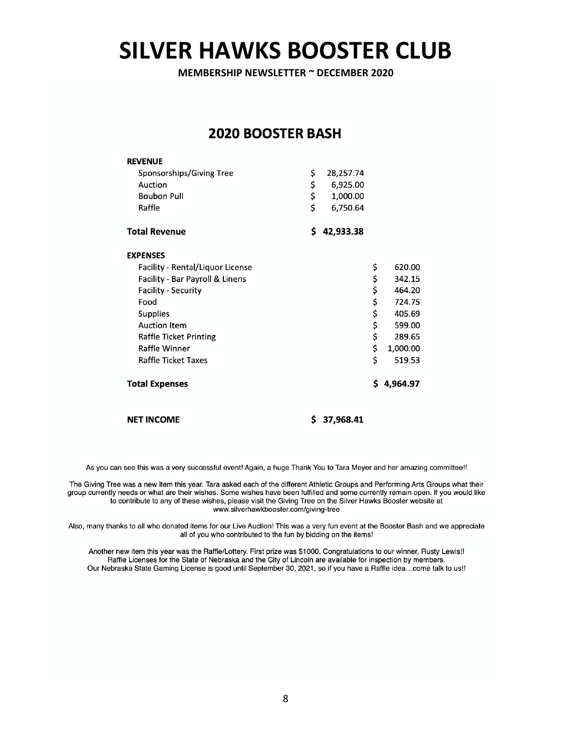# SILVER HAWKS BOOSTER CLUB

**MEMBERSHIP NEWSLETTER ~ DECEMBER 2020**

## 2020 BOOSTER BASH

| | | |
|---|---|---|
| **REVENUE** | | |
| Sponsorships/Giving Tree | $ 28,257.74 | |
| Auction | $ 6,925.00 | |
| Boubon Pull | $ 1,000.00 | |
| Raffle | $ 6,750.64 | |
| **Total Revenue** | **$ 42,933.38** | |
| **EXPENSES** | | |
| Facility - Rental/Liquor License | | $ 620.00 |
| Facility - Bar Payroll & Linens | | $ 342.15 |
| Facility - Security | | $ 464.20 |
| Food | | $ 724.75 |
| Supplies | | $ 405.69 |
| Auction Item | | $ 599.00 |
| Raffle Ticket Printing | | $ 289.65 |
| Raffle Winner | | $ 1,000.00 |
| Raffle Ticket Taxes | | $ 519.53 |
| **Total Expenses** | | **$ 4,964.97** |
| **NET INCOME** | **$ 37,968.41** | |

As you can see this was a very successful event! Again, a huge Thank You to Tara Meyer and her amazing committee!!

The Giving Tree was a new item this year. Tara asked each of the different Athletic Groups and Performing Arts Groups what their group currently needs or what are their wishes. Some wishes have been fulfilled and some currently remain open. If you would like to contribute to any of these wishes, please visit the Giving Tree on the Silver Hawks Booster website at www.silverhawkbooster.com/giving-tree

Also, many thanks to all who donated items for our Live Auction! This was a very fun event at the Booster Bash and we appreciate all of you who contributed to the fun by bidding on the items!

Another new item this year was the Raffle/Lottery. First prize was $1000. Congratulations to our winner, Rusty Lewis!!
Raffle Licenses for the State of Nebraska and the City of Lincoln are available for inspection by members.
Our Nebraska State Gaming License is good until September 30, 2021, so if you have a Raffle idea…come talk to us!!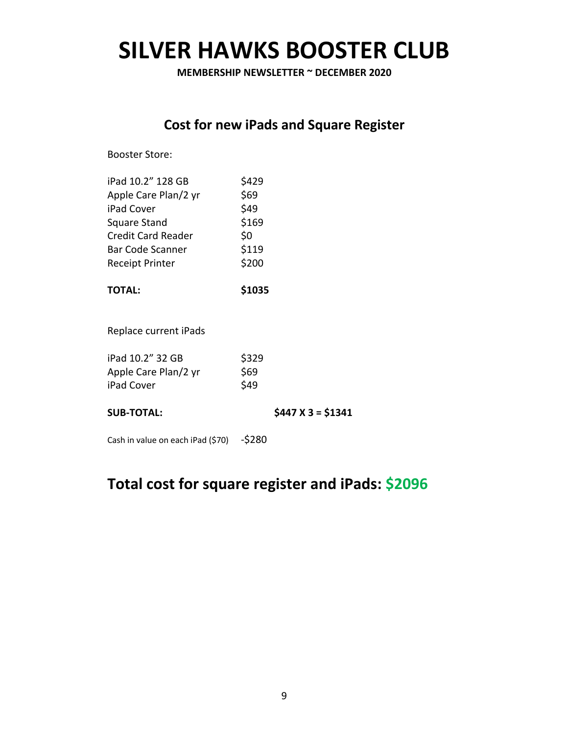# SILVER HAWKS BOOSTER CLUB

**MEMBERSHIP NEWSLETTER ~ DECEMBER 2020**

## Cost for new iPads and Square Register

Booster Store:

| | |
|---|---|
| iPad 10.2" 128 GB | $429 |
| Apple Care Plan/2 yr | $69 |
| iPad Cover | $49 |
| Square Stand | $169 |
| Credit Card Reader | $0 |
| Bar Code Scanner | $119 |
| Receipt Printer | $200 |
| **TOTAL:** | **$1035** |

Replace current iPads

| | | |
|---|---|---|
| iPad 10.2" 32 GB | $329 | |
| Apple Care Plan/2 yr | $69 | |
| iPad Cover | $49 | |
| **SUB-TOTAL:** | | **$447 X 3 = $1341** |
| Cash in value on each iPad ($70) | -$280 | |

### Total cost for square register and iPads: $2096